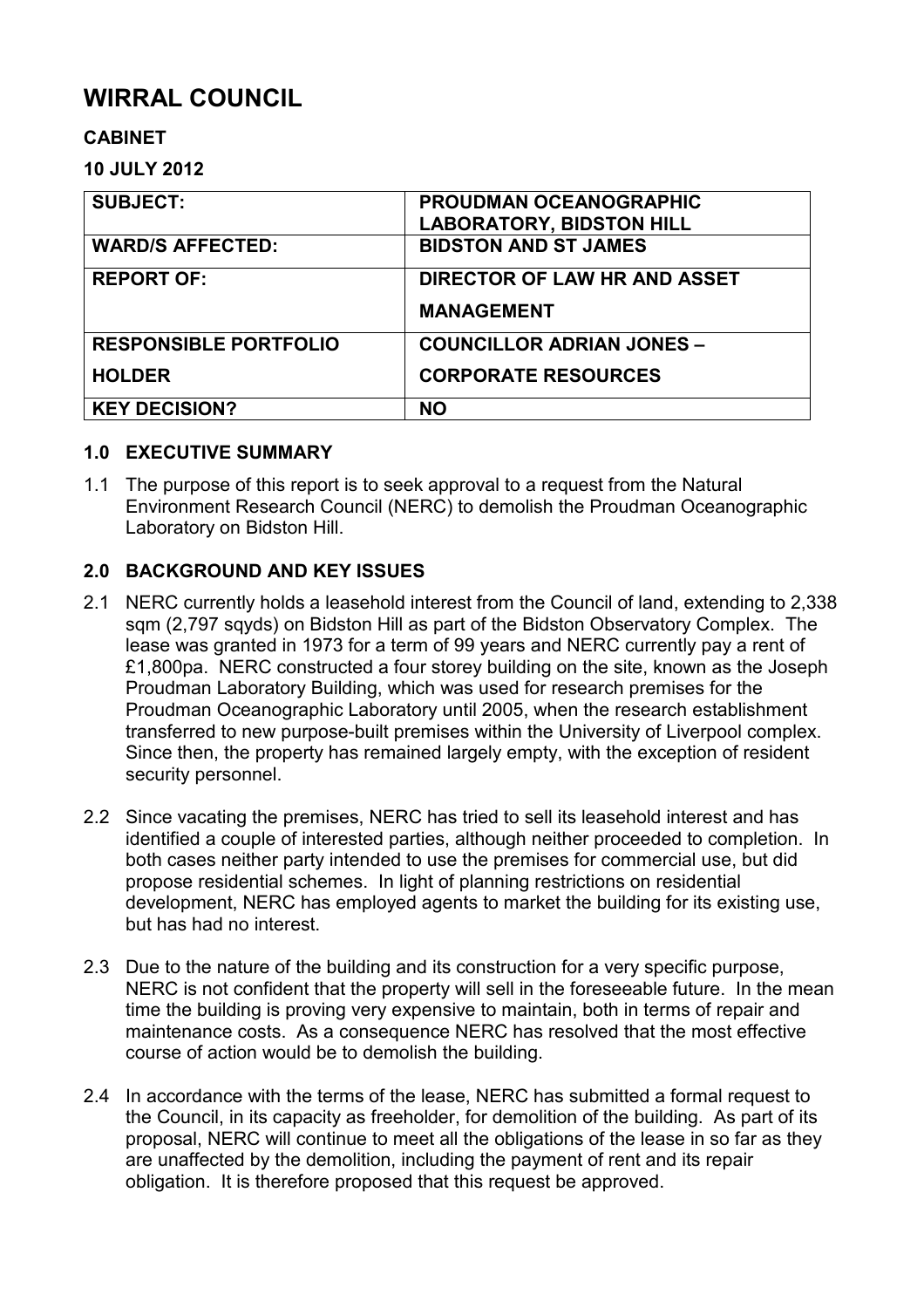# WIRRAL COUNCIL

**CABINET**

**10 JULY 2012**

| SUBJECT: | PROUDMAN OCEANOGRAPHIC LABORATORY, BIDSTON HILL |
|---|---|
| **WARD/S AFFECTED:** | **BIDSTON AND ST JAMES** |
| **REPORT OF:** | **DIRECTOR OF LAW HR AND ASSET MANAGEMENT** |
| **RESPONSIBLE PORTFOLIO HOLDER** | **COUNCILLOR ADRIAN JONES – CORPORATE RESOURCES** |
| **KEY DECISION?** | **NO** |

## 1.0 EXECUTIVE SUMMARY

1.1 The purpose of this report is to seek approval to a request from the Natural Environment Research Council (NERC) to demolish the Proudman Oceanographic Laboratory on Bidston Hill.

## 2.0 BACKGROUND AND KEY ISSUES

2.1 NERC currently holds a leasehold interest from the Council of land, extending to 2,338 sqm (2,797 sqyds) on Bidston Hill as part of the Bidston Observatory Complex. The lease was granted in 1973 for a term of 99 years and NERC currently pay a rent of £1,800pa. NERC constructed a four storey building on the site, known as the Joseph Proudman Laboratory Building, which was used for research premises for the Proudman Oceanographic Laboratory until 2005, when the research establishment transferred to new purpose-built premises within the University of Liverpool complex. Since then, the property has remained largely empty, with the exception of resident security personnel.

2.2 Since vacating the premises, NERC has tried to sell its leasehold interest and has identified a couple of interested parties, although neither proceeded to completion. In both cases neither party intended to use the premises for commercial use, but did propose residential schemes. In light of planning restrictions on residential development, NERC has employed agents to market the building for its existing use, but has had no interest.

2.3 Due to the nature of the building and its construction for a very specific purpose, NERC is not confident that the property will sell in the foreseeable future. In the mean time the building is proving very expensive to maintain, both in terms of repair and maintenance costs. As a consequence NERC has resolved that the most effective course of action would be to demolish the building.

2.4 In accordance with the terms of the lease, NERC has submitted a formal request to the Council, in its capacity as freeholder, for demolition of the building. As part of its proposal, NERC will continue to meet all the obligations of the lease in so far as they are unaffected by the demolition, including the payment of rent and its repair obligation. It is therefore proposed that this request be approved.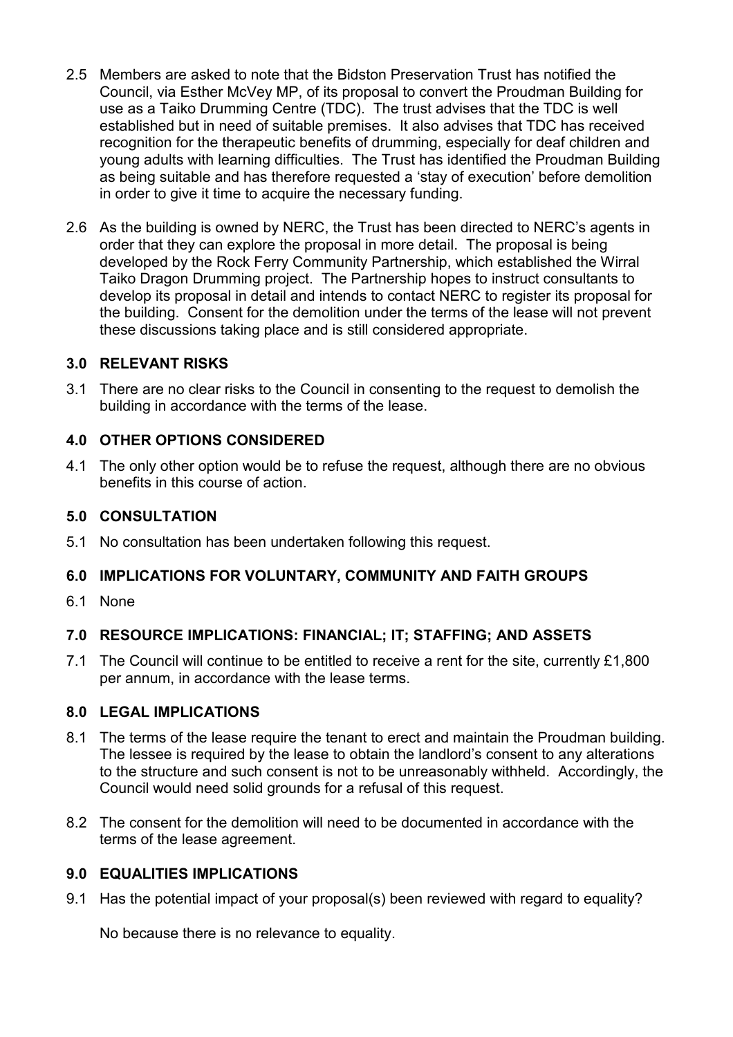2.5 Members are asked to note that the Bidston Preservation Trust has notified the Council, via Esther McVey MP, of its proposal to convert the Proudman Building for use as a Taiko Drumming Centre (TDC). The trust advises that the TDC is well established but in need of suitable premises. It also advises that TDC has received recognition for the therapeutic benefits of drumming, especially for deaf children and young adults with learning difficulties. The Trust has identified the Proudman Building as being suitable and has therefore requested a 'stay of execution' before demolition in order to give it time to acquire the necessary funding.

2.6 As the building is owned by NERC, the Trust has been directed to NERC's agents in order that they can explore the proposal in more detail. The proposal is being developed by the Rock Ferry Community Partnership, which established the Wirral Taiko Dragon Drumming project. The Partnership hopes to instruct consultants to develop its proposal in detail and intends to contact NERC to register its proposal for the building. Consent for the demolition under the terms of the lease will not prevent these discussions taking place and is still considered appropriate.

## 3.0 RELEVANT RISKS

3.1 There are no clear risks to the Council in consenting to the request to demolish the building in accordance with the terms of the lease.

## 4.0 OTHER OPTIONS CONSIDERED

4.1 The only other option would be to refuse the request, although there are no obvious benefits in this course of action.

## 5.0 CONSULTATION

5.1 No consultation has been undertaken following this request.

## 6.0 IMPLICATIONS FOR VOLUNTARY, COMMUNITY AND FAITH GROUPS

6.1 None

## 7.0 RESOURCE IMPLICATIONS: FINANCIAL; IT; STAFFING; AND ASSETS

7.1 The Council will continue to be entitled to receive a rent for the site, currently £1,800 per annum, in accordance with the lease terms.

## 8.0 LEGAL IMPLICATIONS

8.1 The terms of the lease require the tenant to erect and maintain the Proudman building. The lessee is required by the lease to obtain the landlord's consent to any alterations to the structure and such consent is not to be unreasonably withheld. Accordingly, the Council would need solid grounds for a refusal of this request.

8.2 The consent for the demolition will need to be documented in accordance with the terms of the lease agreement.

## 9.0 EQUALITIES IMPLICATIONS

9.1 Has the potential impact of your proposal(s) been reviewed with regard to equality?

No because there is no relevance to equality.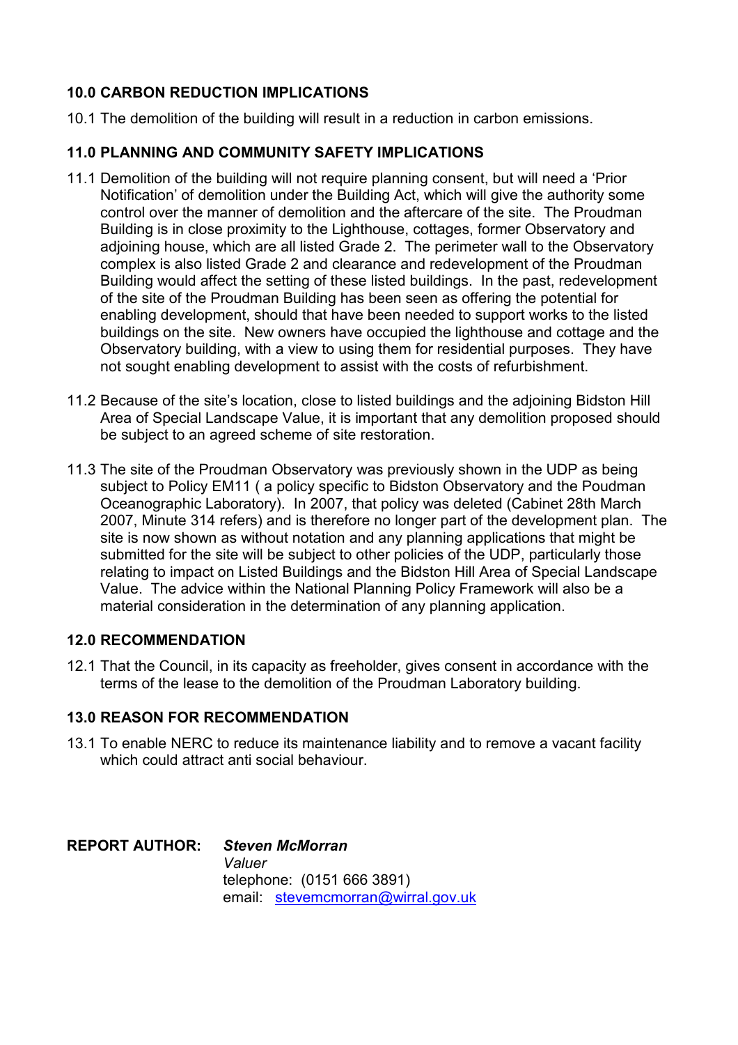## 10.0 CARBON REDUCTION IMPLICATIONS

10.1 The demolition of the building will result in a reduction in carbon emissions.

## 11.0 PLANNING AND COMMUNITY SAFETY IMPLICATIONS

11.1 Demolition of the building will not require planning consent, but will need a 'Prior Notification' of demolition under the Building Act, which will give the authority some control over the manner of demolition and the aftercare of the site. The Proudman Building is in close proximity to the Lighthouse, cottages, former Observatory and adjoining house, which are all listed Grade 2. The perimeter wall to the Observatory complex is also listed Grade 2 and clearance and redevelopment of the Proudman Building would affect the setting of these listed buildings. In the past, redevelopment of the site of the Proudman Building has been seen as offering the potential for enabling development, should that have been needed to support works to the listed buildings on the site. New owners have occupied the lighthouse and cottage and the Observatory building, with a view to using them for residential purposes. They have not sought enabling development to assist with the costs of refurbishment.

11.2 Because of the site's location, close to listed buildings and the adjoining Bidston Hill Area of Special Landscape Value, it is important that any demolition proposed should be subject to an agreed scheme of site restoration.

11.3 The site of the Proudman Observatory was previously shown in the UDP as being subject to Policy EM11 ( a policy specific to Bidston Observatory and the Poudman Oceanographic Laboratory). In 2007, that policy was deleted (Cabinet 28th March 2007, Minute 314 refers) and is therefore no longer part of the development plan. The site is now shown as without notation and any planning applications that might be submitted for the site will be subject to other policies of the UDP, particularly those relating to impact on Listed Buildings and the Bidston Hill Area of Special Landscape Value. The advice within the National Planning Policy Framework will also be a material consideration in the determination of any planning application.

## 12.0 RECOMMENDATION

12.1 That the Council, in its capacity as freeholder, gives consent in accordance with the terms of the lease to the demolition of the Proudman Laboratory building.

## 13.0 REASON FOR RECOMMENDATION

13.1 To enable NERC to reduce its maintenance liability and to remove a vacant facility which could attract anti social behaviour.

**REPORT AUTHOR:** ***Steven McMorran***
*Valuer*
telephone: (0151 666 3891)
email: stevemcmorran@wirral.gov.uk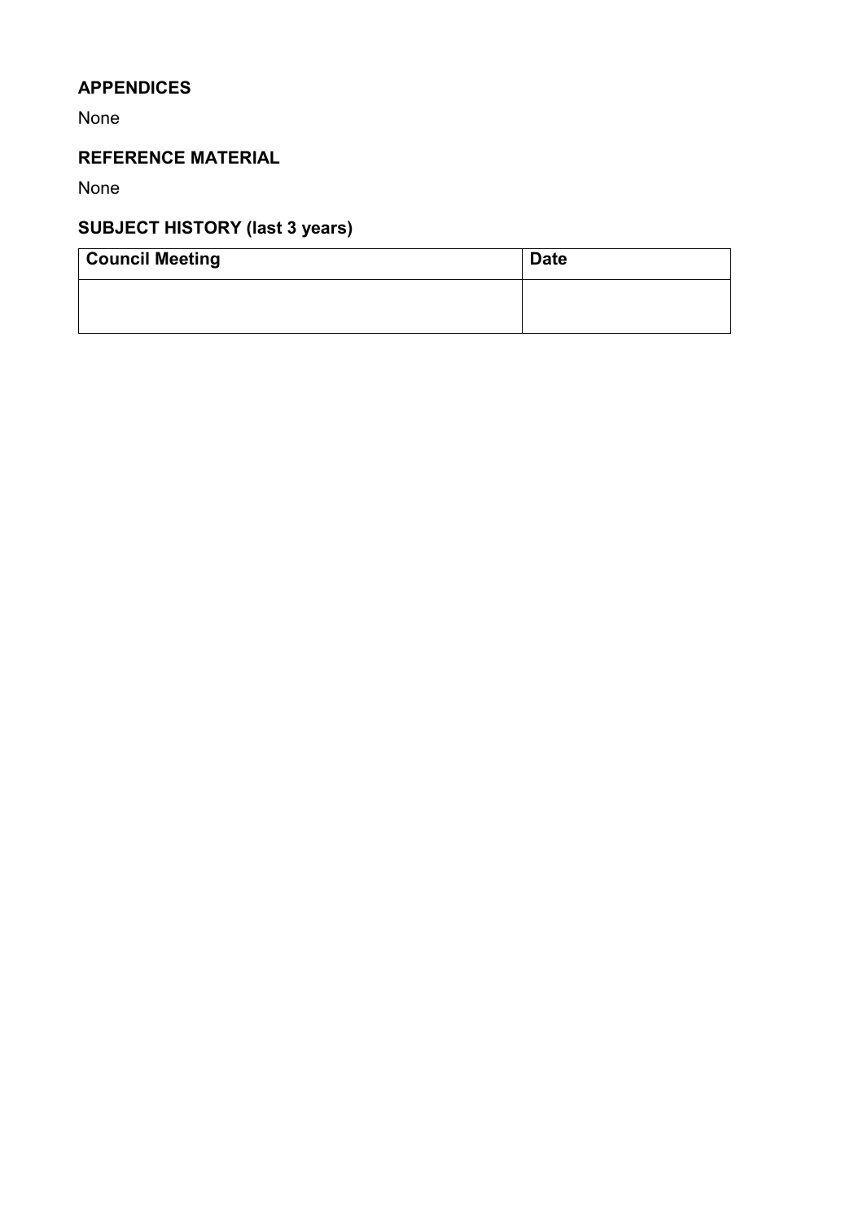**APPENDICES**

None

**REFERENCE MATERIAL**

None

**SUBJECT HISTORY (last 3 years)**

| Council Meeting | Date |
| --- | --- |
| | |